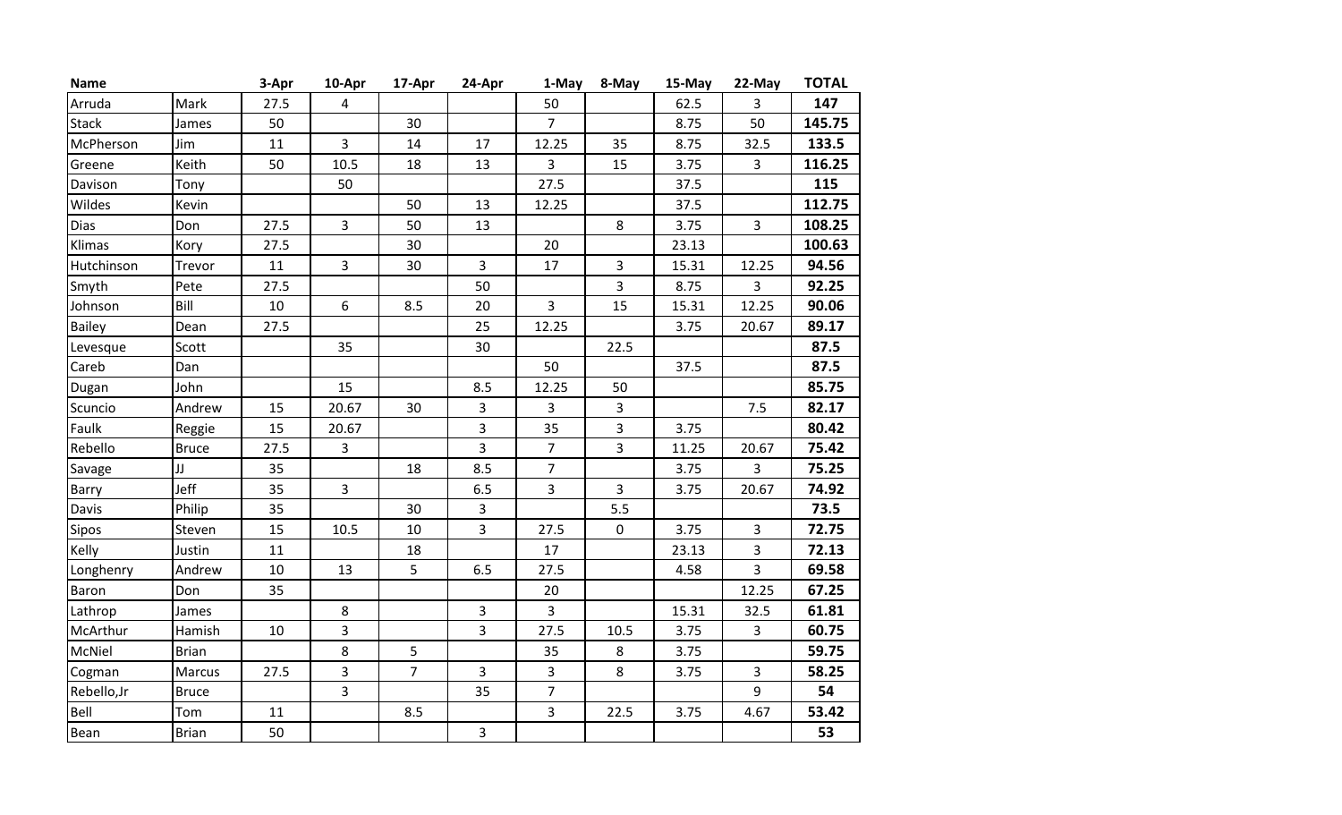| Name | | 3-Apr | 10-Apr | 17-Apr | 24-Apr | 1-May | 8-May | 15-May | 22-May | TOTAL |
|---|---|---|---|---|---|---|---|---|---|---|
| Arruda | Mark | 27.5 | 4 | | | 50 | | 62.5 | 3 | **147** |
| Stack | James | 50 | | 30 | | 7 | | 8.75 | 50 | **145.75** |
| McPherson | Jim | 11 | 3 | 14 | 17 | 12.25 | 35 | 8.75 | 32.5 | **133.5** |
| Greene | Keith | 50 | 10.5 | 18 | 13 | 3 | 15 | 3.75 | 3 | **116.25** |
| Davison | Tony | | 50 | | | 27.5 | | 37.5 | | **115** |
| Wildes | Kevin | | | 50 | 13 | 12.25 | | 37.5 | | **112.75** |
| Dias | Don | 27.5 | 3 | 50 | 13 | | 8 | 3.75 | 3 | **108.25** |
| Klimas | Kory | 27.5 | | 30 | | 20 | | 23.13 | | **100.63** |
| Hutchinson | Trevor | 11 | 3 | 30 | 3 | 17 | 3 | 15.31 | 12.25 | **94.56** |
| Smyth | Pete | 27.5 | | | 50 | | 3 | 8.75 | 3 | **92.25** |
| Johnson | Bill | 10 | 6 | 8.5 | 20 | 3 | 15 | 15.31 | 12.25 | **90.06** |
| Bailey | Dean | 27.5 | | | 25 | 12.25 | | 3.75 | 20.67 | **89.17** |
| Levesque | Scott | | 35 | | 30 | | 22.5 | | | **87.5** |
| Careb | Dan | | | | | 50 | | 37.5 | | **87.5** |
| Dugan | John | | 15 | | 8.5 | 12.25 | 50 | | | **85.75** |
| Scuncio | Andrew | 15 | 20.67 | 30 | 3 | 3 | 3 | | 7.5 | **82.17** |
| Faulk | Reggie | 15 | 20.67 | | 3 | 35 | 3 | 3.75 | | **80.42** |
| Rebello | Bruce | 27.5 | 3 | | 3 | 7 | 3 | 11.25 | 20.67 | **75.42** |
| Savage | JJ | 35 | | 18 | 8.5 | 7 | | 3.75 | 3 | **75.25** |
| Barry | Jeff | 35 | 3 | | 6.5 | 3 | 3 | 3.75 | 20.67 | **74.92** |
| Davis | Philip | 35 | | 30 | 3 | | 5.5 | | | **73.5** |
| Sipos | Steven | 15 | 10.5 | 10 | 3 | 27.5 | 0 | 3.75 | 3 | **72.75** |
| Kelly | Justin | 11 | | 18 | | 17 | | 23.13 | 3 | **72.13** |
| Longhenry | Andrew | 10 | 13 | 5 | 6.5 | 27.5 | | 4.58 | 3 | **69.58** |
| Baron | Don | 35 | | | | 20 | | | 12.25 | **67.25** |
| Lathrop | James | | 8 | | 3 | 3 | | 15.31 | 32.5 | **61.81** |
| McArthur | Hamish | 10 | 3 | | 3 | 27.5 | 10.5 | 3.75 | 3 | **60.75** |
| McNiel | Brian | | 8 | 5 | | 35 | 8 | 3.75 | | **59.75** |
| Cogman | Marcus | 27.5 | 3 | 7 | 3 | 3 | 8 | 3.75 | 3 | **58.25** |
| Rebello,Jr | Bruce | | 3 | | 35 | 7 | | | 9 | **54** |
| Bell | Tom | 11 | | 8.5 | | 3 | 22.5 | 3.75 | 4.67 | **53.42** |
| Bean | Brian | 50 | | | 3 | | | | | **53** |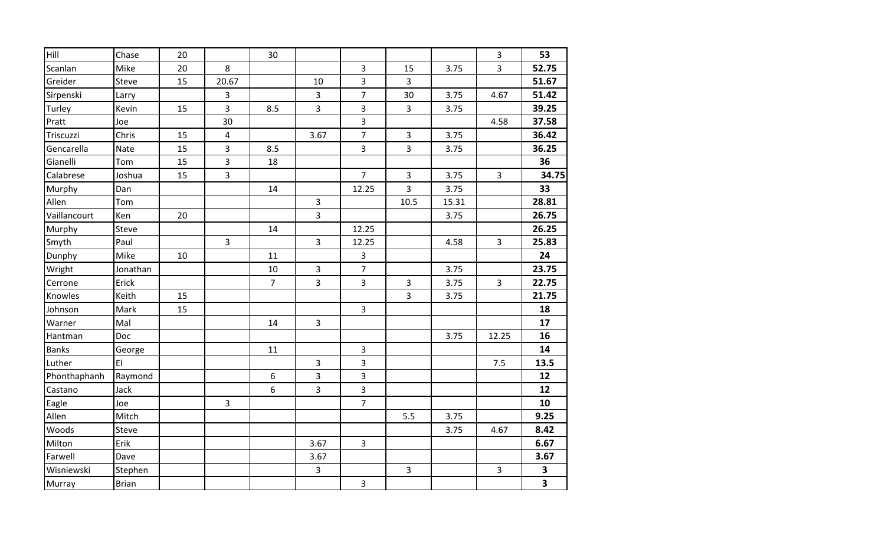| | | | | | | | | | | |
|---|---|---|---|---|---|---|---|---|---|---|
| Hill | Chase | 20 | | 30 | | | | | 3 | **53** |
| Scanlan | Mike | 20 | 8 | | | 3 | 15 | 3.75 | 3 | **52.75** |
| Greider | Steve | 15 | 20.67 | | 10 | 3 | 3 | | | **51.67** |
| Sirpenski | Larry | | 3 | | 3 | 7 | 30 | 3.75 | 4.67 | **51.42** |
| Turley | Kevin | 15 | 3 | 8.5 | 3 | 3 | 3 | 3.75 | | **39.25** |
| Pratt | Joe | | 30 | | | 3 | | | 4.58 | **37.58** |
| Triscuzzi | Chris | 15 | 4 | | 3.67 | 7 | 3 | 3.75 | | **36.42** |
| Gencarella | Nate | 15 | 3 | 8.5 | | 3 | 3 | 3.75 | | **36.25** |
| Gianelli | Tom | 15 | 3 | 18 | | | | | | **36** |
| Calabrese | Joshua | 15 | 3 | | | 7 | 3 | 3.75 | 3 | **34.75** |
| Murphy | Dan | | | 14 | | 12.25 | 3 | 3.75 | | **33** |
| Allen | Tom | | | | 3 | | 10.5 | 15.31 | | **28.81** |
| Vaillancourt | Ken | 20 | | | 3 | | | 3.75 | | **26.75** |
| Murphy | Steve | | | 14 | | 12.25 | | | | **26.25** |
| Smyth | Paul | | 3 | | 3 | 12.25 | | 4.58 | 3 | **25.83** |
| Dunphy | Mike | 10 | | 11 | | 3 | | | | **24** |
| Wright | Jonathan | | | 10 | 3 | 7 | | 3.75 | | **23.75** |
| Cerrone | Erick | | | 7 | 3 | 3 | 3 | 3.75 | 3 | **22.75** |
| Knowles | Keith | 15 | | | | | 3 | 3.75 | | **21.75** |
| Johnson | Mark | 15 | | | | 3 | | | | **18** |
| Warner | Mal | | | 14 | 3 | | | | | **17** |
| Hantman | Doc | | | | | | | 3.75 | 12.25 | **16** |
| Banks | George | | | 11 | | 3 | | | | **14** |
| Luther | El | | | | 3 | 3 | | | 7.5 | **13.5** |
| Phonthaphanh | Raymond | | | 6 | 3 | 3 | | | | **12** |
| Castano | Jack | | | 6 | 3 | 3 | | | | **12** |
| Eagle | Joe | | 3 | | | 7 | | | | **10** |
| Allen | Mitch | | | | | | 5.5 | 3.75 | | **9.25** |
| Woods | Steve | | | | | | | 3.75 | 4.67 | **8.42** |
| Milton | Erik | | | | 3.67 | 3 | | | | **6.67** |
| Farwell | Dave | | | | 3.67 | | | | | **3.67** |
| Wisniewski | Stephen | | | | 3 | | 3 | | 3 | **3** |
| Murray | Brian | | | | | 3 | | | | **3** |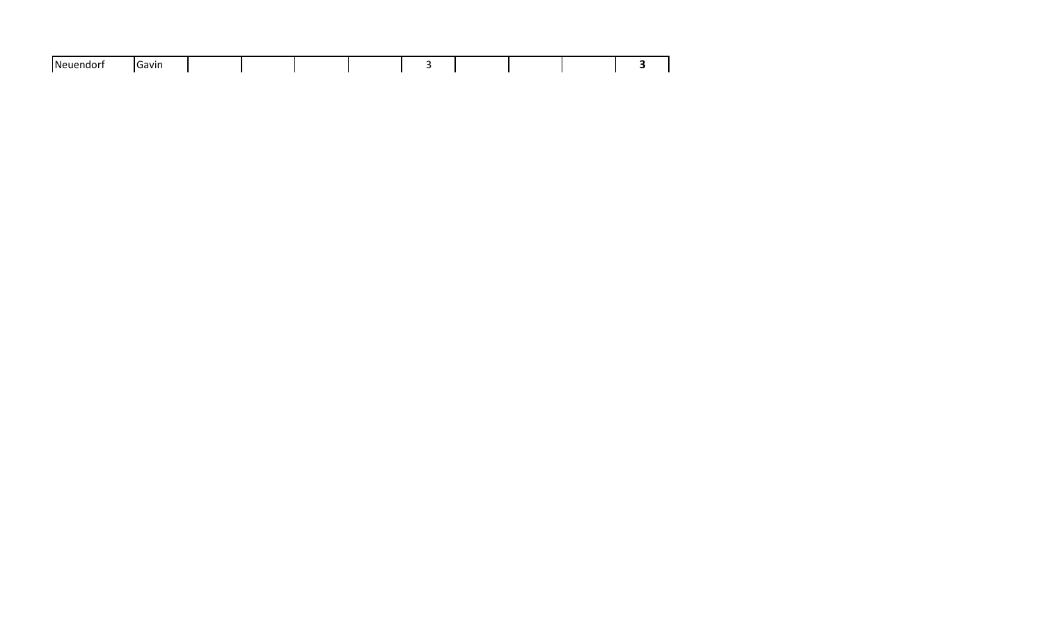| | | | | | | | | | | |
|---|---|---|---|---|---|---|---|---|---|---|
| Neuendorf | Gavin | | | | | 3 | | | | **3** |